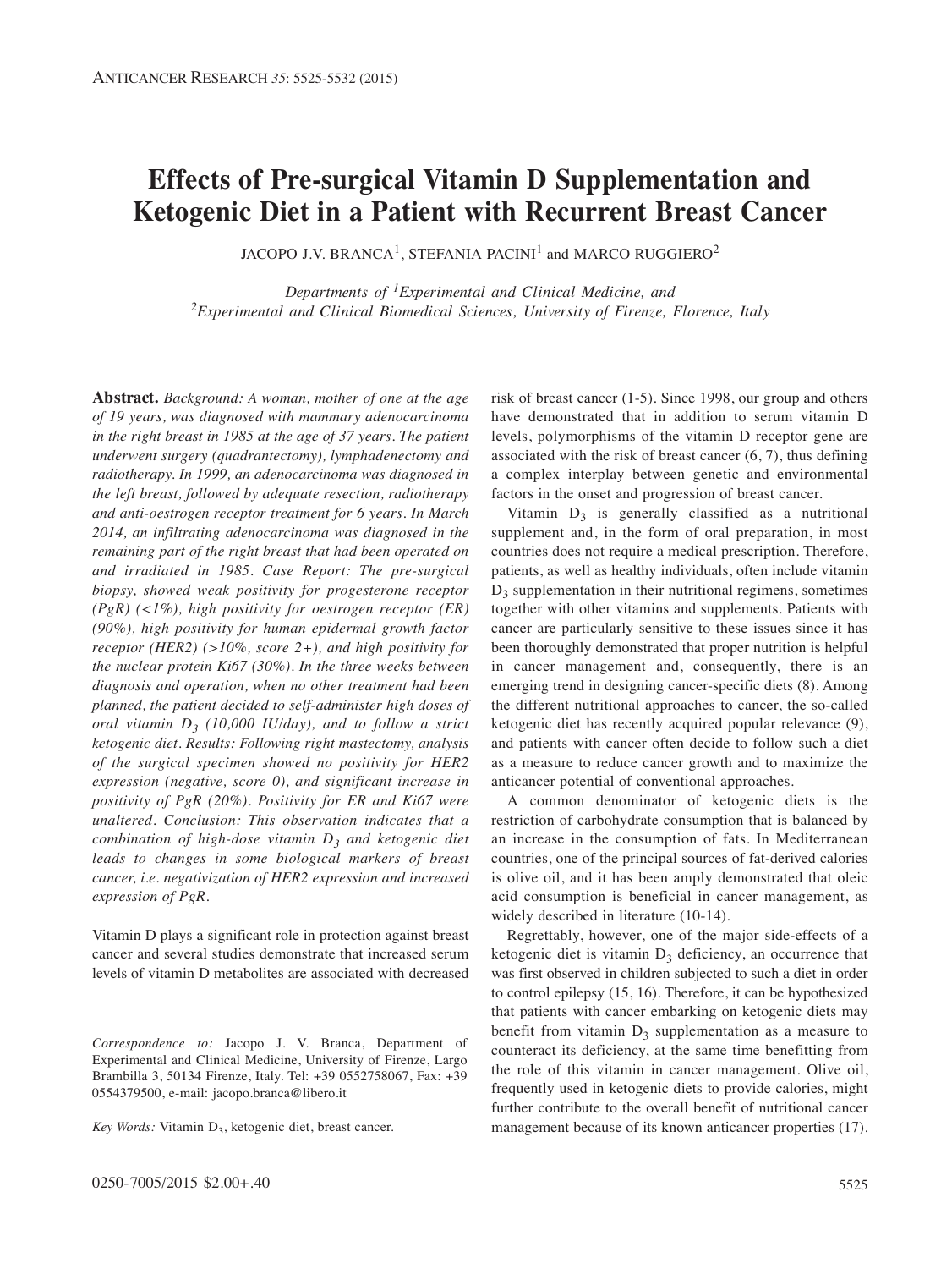# Effects of Pre-surgical Vitamin D Supplementation and Ketogenic Diet in a Patient with Recurrent Breast Cancer

JACOPO J.V. BRANCA[1], STEFANIA PACINI[1] and MARCO RUGGIERO[2]

*Departments of [1]Experimental and Clinical Medicine, and [2]Experimental and Clinical Biomedical Sciences, University of Firenze, Florence, Italy*

**Abstract.** *Background: A woman, mother of one at the age of 19 years, was diagnosed with mammary adenocarcinoma in the right breast in 1985 at the age of 37 years. The patient underwent surgery (quadrantectomy), lymphadenectomy and radiotherapy. In 1999, an adenocarcinoma was diagnosed in the left breast, followed by adequate resection, radiotherapy and anti-oestrogen receptor treatment for 6 years. In March 2014, an infiltrating adenocarcinoma was diagnosed in the remaining part of the right breast that had been operated on and irradiated in 1985. Case Report: The pre-surgical biopsy, showed weak positivity for progesterone receptor (PgR) (<1%), high positivity for oestrogen receptor (ER) (90%), high positivity for human epidermal growth factor receptor (HER2) (>10%, score 2+), and high positivity for the nuclear protein Ki67 (30%). In the three weeks between diagnosis and operation, when no other treatment had been planned, the patient decided to self-administer high doses of oral vitamin $D_3$ (10,000 IU/day), and to follow a strict ketogenic diet. Results: Following right mastectomy, analysis of the surgical specimen showed no positivity for HER2 expression (negative, score 0), and significant increase in positivity of PgR (20%). Positivity for ER and Ki67 were unaltered. Conclusion: This observation indicates that a combination of high-dose vitamin $D_3$ and ketogenic diet leads to changes in some biological markers of breast cancer, i.e. negativization of HER2 expression and increased expression of PgR.*

Vitamin D plays a significant role in protection against breast cancer and several studies demonstrate that increased serum levels of vitamin D metabolites are associated with decreased risk of breast cancer (1-5). Since 1998, our group and others have demonstrated that in addition to serum vitamin D levels, polymorphisms of the vitamin D receptor gene are associated with the risk of breast cancer (6, 7), thus defining a complex interplay between genetic and environmental factors in the onset and progression of breast cancer.

Vitamin $D_3$ is generally classified as a nutritional supplement and, in the form of oral preparation, in most countries does not require a medical prescription. Therefore, patients, as well as healthy individuals, often include vitamin $D_3$ supplementation in their nutritional regimens, sometimes together with other vitamins and supplements. Patients with cancer are particularly sensitive to these issues since it has been thoroughly demonstrated that proper nutrition is helpful in cancer management and, consequently, there is an emerging trend in designing cancer-specific diets (8). Among the different nutritional approaches to cancer, the so-called ketogenic diet has recently acquired popular relevance (9), and patients with cancer often decide to follow such a diet as a measure to reduce cancer growth and to maximize the anticancer potential of conventional approaches.

A common denominator of ketogenic diets is the restriction of carbohydrate consumption that is balanced by an increase in the consumption of fats. In Mediterranean countries, one of the principal sources of fat-derived calories is olive oil, and it has been amply demonstrated that oleic acid consumption is beneficial in cancer management, as widely described in literature (10-14).

Regrettably, however, one of the major side-effects of a ketogenic diet is vitamin $D_3$ deficiency, an occurrence that was first observed in children subjected to such a diet in order to control epilepsy (15, 16). Therefore, it can be hypothesized that patients with cancer embarking on ketogenic diets may benefit from vitamin $D_3$ supplementation as a measure to counteract its deficiency, at the same time benefitting from the role of this vitamin in cancer management. Olive oil, frequently used in ketogenic diets to provide calories, might further contribute to the overall benefit of nutritional cancer management because of its known anticancer properties (17).

*Correspondence to:* Jacopo J. V. Branca, Department of Experimental and Clinical Medicine, University of Firenze, Largo Brambilla 3, 50134 Firenze, Italy. Tel: +39 0552758067, Fax: +39 0554379500, e-mail: jacopo.branca@libero.it

*Key Words:* Vitamin $D_3$, ketogenic diet, breast cancer.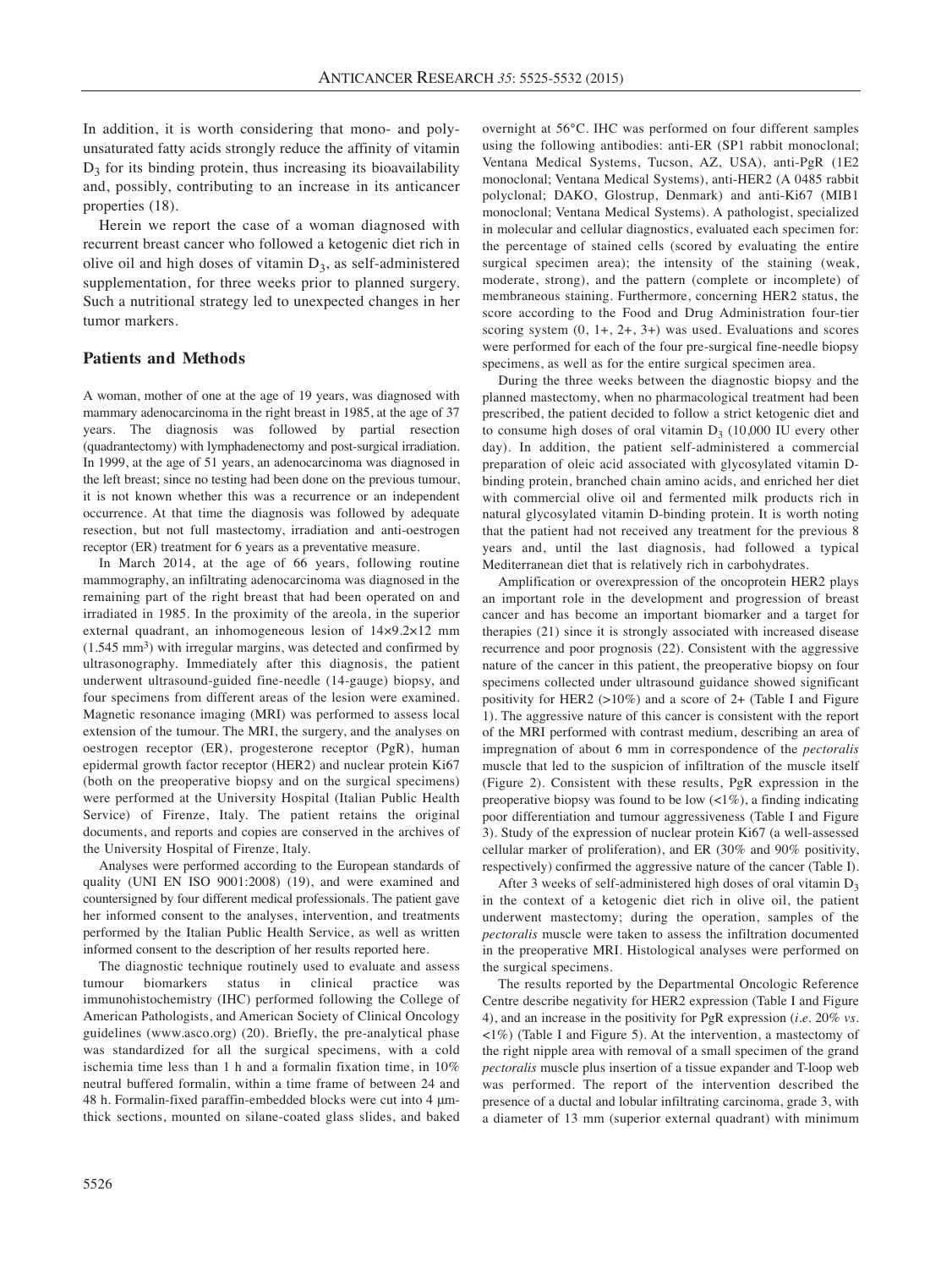In addition, it is worth considering that mono- and polyunsaturated fatty acids strongly reduce the affinity of vitamin $D_3$ for its binding protein, thus increasing its bioavailability and, possibly, contributing to an increase in its anticancer properties (18).

Herein we report the case of a woman diagnosed with recurrent breast cancer who followed a ketogenic diet rich in olive oil and high doses of vitamin $D_3$, as self-administered supplementation, for three weeks prior to planned surgery. Such a nutritional strategy led to unexpected changes in her tumor markers.

## Patients and Methods

A woman, mother of one at the age of 19 years, was diagnosed with mammary adenocarcinoma in the right breast in 1985, at the age of 37 years. The diagnosis was followed by partial resection (quadrantectomy) with lymphadenectomy and post-surgical irradiation. In 1999, at the age of 51 years, an adenocarcinoma was diagnosed in the left breast; since no testing had been done on the previous tumour, it is not known whether this was a recurrence or an independent occurrence. At that time the diagnosis was followed by adequate resection, but not full mastectomy, irradiation and anti-oestrogen receptor (ER) treatment for 6 years as a preventative measure.

In March 2014, at the age of 66 years, following routine mammography, an infiltrating adenocarcinoma was diagnosed in the remaining part of the right breast that had been operated on and irradiated in 1985. In the proximity of the areola, in the superior external quadrant, an inhomogeneous lesion of 14×9.2×12 mm (1.545 $mm^3$) with irregular margins, was detected and confirmed by ultrasonography. Immediately after this diagnosis, the patient underwent ultrasound-guided fine-needle (14-gauge) biopsy, and four specimens from different areas of the lesion were examined. Magnetic resonance imaging (MRI) was performed to assess local extension of the tumour. The MRI, the surgery, and the analyses on oestrogen receptor (ER), progesterone receptor (PgR), human epidermal growth factor receptor (HER2) and nuclear protein Ki67 (both on the preoperative biopsy and on the surgical specimens) were performed at the University Hospital (Italian Public Health Service) of Firenze, Italy. The patient retains the original documents, and reports and copies are conserved in the archives of the University Hospital of Firenze, Italy.

Analyses were performed according to the European standards of quality (UNI EN ISO 9001:2008) (19), and were examined and countersigned by four different medical professionals. The patient gave her informed consent to the analyses, intervention, and treatments performed by the Italian Public Health Service, as well as written informed consent to the description of her results reported here.

The diagnostic technique routinely used to evaluate and assess tumour biomarkers status in clinical practice was immunohistochemistry (IHC) performed following the College of American Pathologists, and American Society of Clinical Oncology guidelines (www.asco.org) (20). Briefly, the pre-analytical phase was standardized for all the surgical specimens, with a cold ischemia time less than 1 h and a formalin fixation time, in 10% neutral buffered formalin, within a time frame of between 24 and 48 h. Formalin-fixed paraffin-embedded blocks were cut into 4 μm-thick sections, mounted on silane-coated glass slides, and baked overnight at 56°C. IHC was performed on four different samples using the following antibodies: anti-ER (SP1 rabbit monoclonal; Ventana Medical Systems, Tucson, AZ, USA), anti-PgR (1E2 monoclonal; Ventana Medical Systems), anti-HER2 (A 0485 rabbit polyclonal; DAKO, Glostrup, Denmark) and anti-Ki67 (MIB1 monoclonal; Ventana Medical Systems). A pathologist, specialized in molecular and cellular diagnostics, evaluated each specimen for: the percentage of stained cells (scored by evaluating the entire surgical specimen area); the intensity of the staining (weak, moderate, strong), and the pattern (complete or incomplete) of membraneous staining. Furthermore, concerning HER2 status, the score according to the Food and Drug Administration four-tier scoring system (0, 1+, 2+, 3+) was used. Evaluations and scores were performed for each of the four pre-surgical fine-needle biopsy specimens, as well as for the entire surgical specimen area.

During the three weeks between the diagnostic biopsy and the planned mastectomy, when no pharmacological treatment had been prescribed, the patient decided to follow a strict ketogenic diet and to consume high doses of oral vitamin $D_3$ (10,000 IU every other day). In addition, the patient self-administered a commercial preparation of oleic acid associated with glycosylated vitamin D-binding protein, branched chain amino acids, and enriched her diet with commercial olive oil and fermented milk products rich in natural glycosylated vitamin D-binding protein. It is worth noting that the patient had not received any treatment for the previous 8 years and, until the last diagnosis, had followed a typical Mediterranean diet that is relatively rich in carbohydrates.

Amplification or overexpression of the oncoprotein HER2 plays an important role in the development and progression of breast cancer and has become an important biomarker and a target for therapies (21) since it is strongly associated with increased disease recurrence and poor prognosis (22). Consistent with the aggressive nature of the cancer in this patient, the preoperative biopsy on four specimens collected under ultrasound guidance showed significant positivity for HER2 (>10%) and a score of 2+ (Table I and Figure 1). The aggressive nature of this cancer is consistent with the report of the MRI performed with contrast medium, describing an area of impregnation of about 6 mm in correspondence of the *pectoralis* muscle that led to the suspicion of infiltration of the muscle itself (Figure 2). Consistent with these results, PgR expression in the preoperative biopsy was found to be low (<1%), a finding indicating poor differentiation and tumour aggressiveness (Table I and Figure 3). Study of the expression of nuclear protein Ki67 (a well-assessed cellular marker of proliferation), and ER (30% and 90% positivity, respectively) confirmed the aggressive nature of the cancer (Table I).

After 3 weeks of self-administered high doses of oral vitamin $D_3$ in the context of a ketogenic diet rich in olive oil, the patient underwent mastectomy; during the operation, samples of the *pectoralis* muscle were taken to assess the infiltration documented in the preoperative MRI. Histological analyses were performed on the surgical specimens.

The results reported by the Departmental Oncologic Reference Centre describe negativity for HER2 expression (Table I and Figure 4), and an increase in the positivity for PgR expression (*i.e.* 20% *vs.* <1%) (Table I and Figure 5). At the intervention, a mastectomy of the right nipple area with removal of a small specimen of the grand *pectoralis* muscle plus insertion of a tissue expander and T-loop web was performed. The report of the intervention described the presence of a ductal and lobular infiltrating carcinoma, grade 3, with a diameter of 13 mm (superior external quadrant) with minimum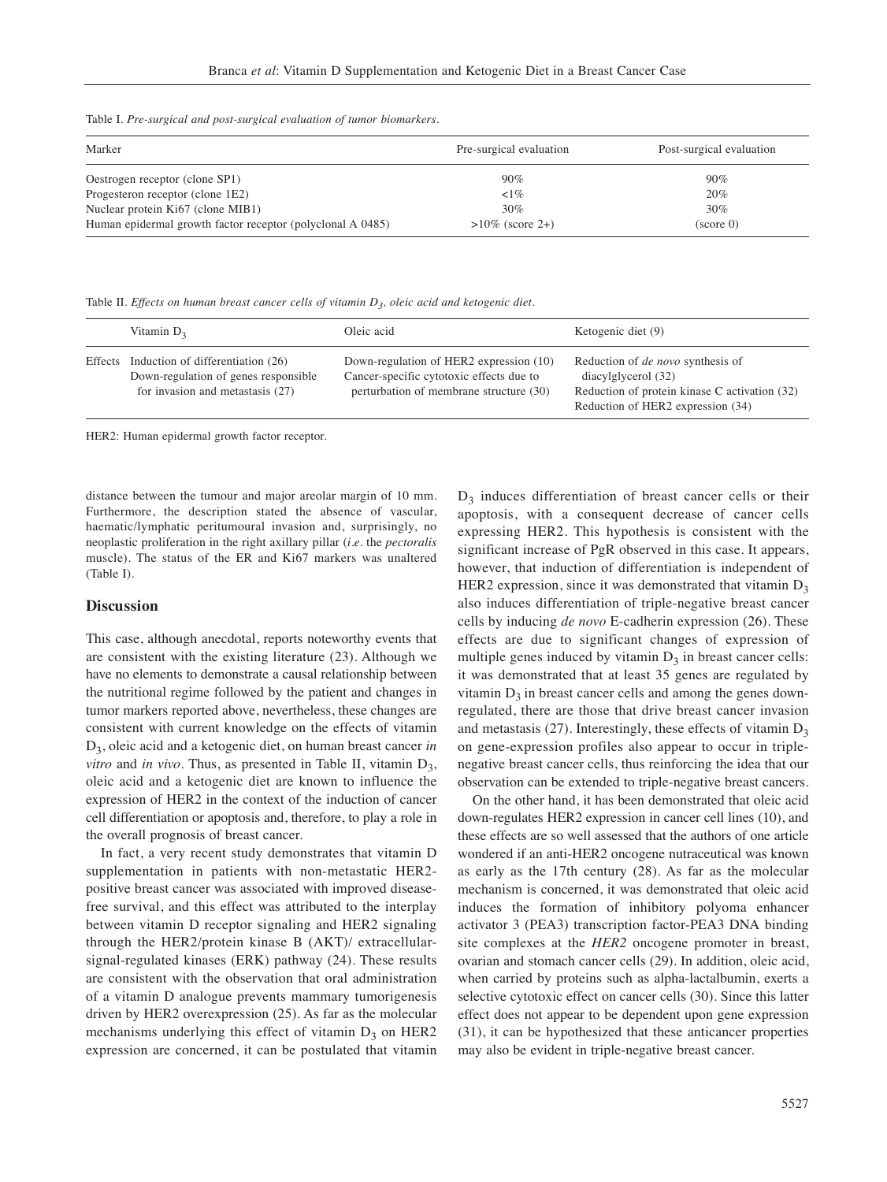Table I. *Pre-surgical and post-surgical evaluation of tumor biomarkers.*

| Marker | Pre-surgical evaluation | Post-surgical evaluation |
|---|---|---|
| Oestrogen receptor (clone SP1) | 90% | 90% |
| Progesteron receptor (clone 1E2) | <1% | 20% |
| Nuclear protein Ki67 (clone MIB1) | 30% | 30% |
| Human epidermal growth factor receptor (polyclonal A 0485) | >10% (score 2+) | (score 0) |

Table II. *Effects on human breast cancer cells of vitamin $D_3$, oleic acid and ketogenic diet.*

| | Vitamin $D_3$ | Oleic acid | Ketogenic diet (9) |
|---|---|---|---|
| Effects | Induction of differentiation (26)<br>Down-regulation of genes responsible for invasion and metastasis (27) | Down-regulation of HER2 expression (10)<br>Cancer-specific cytotoxic effects due to perturbation of membrane structure (30) | Reduction of *de novo* synthesis of diacylglycerol (32)<br>Reduction of protein kinase C activation (32)<br>Reduction of HER2 expression (34) |

HER2: Human epidermal growth factor receptor.

distance between the tumour and major areolar margin of 10 mm. Furthermore, the description stated the absence of vascular, haematic/lymphatic peritumoural invasion and, surprisingly, no neoplastic proliferation in the right axillary pillar (*i.e.* the *pectoralis* muscle). The status of the ER and Ki67 markers was unaltered (Table I).

## Discussion

This case, although anecdotal, reports noteworthy events that are consistent with the existing literature (23). Although we have no elements to demonstrate a causal relationship between the nutritional regime followed by the patient and changes in tumor markers reported above, nevertheless, these changes are consistent with current knowledge on the effects of vitamin $D_3$, oleic acid and a ketogenic diet, on human breast cancer *in vitro* and *in vivo*. Thus, as presented in Table II, vitamin $D_3$, oleic acid and a ketogenic diet are known to influence the expression of HER2 in the context of the induction of cancer cell differentiation or apoptosis and, therefore, to play a role in the overall prognosis of breast cancer.

In fact, a very recent study demonstrates that vitamin D supplementation in patients with non-metastatic HER2-positive breast cancer was associated with improved disease-free survival, and this effect was attributed to the interplay between vitamin D receptor signaling and HER2 signaling through the HER2/protein kinase B (AKT)/ extracellular-signal-regulated kinases (ERK) pathway (24). These results are consistent with the observation that oral administration of a vitamin D analogue prevents mammary tumorigenesis driven by HER2 overexpression (25). As far as the molecular mechanisms underlying this effect of vitamin $D_3$ on HER2 expression are concerned, it can be postulated that vitamin $D_3$ induces differentiation of breast cancer cells or their apoptosis, with a consequent decrease of cancer cells expressing HER2. This hypothesis is consistent with the significant increase of PgR observed in this case. It appears, however, that induction of differentiation is independent of HER2 expression, since it was demonstrated that vitamin $D_3$ also induces differentiation of triple-negative breast cancer cells by inducing *de novo* E-cadherin expression (26). These effects are due to significant changes of expression of multiple genes induced by vitamin $D_3$ in breast cancer cells: it was demonstrated that at least 35 genes are regulated by vitamin $D_3$ in breast cancer cells and among the genes down-regulated, there are those that drive breast cancer invasion and metastasis (27). Interestingly, these effects of vitamin $D_3$ on gene-expression profiles also appear to occur in triple-negative breast cancer cells, thus reinforcing the idea that our observation can be extended to triple-negative breast cancers.

On the other hand, it has been demonstrated that oleic acid down-regulates HER2 expression in cancer cell lines (10), and these effects are so well assessed that the authors of one article wondered if an anti-HER2 oncogene nutraceutical was known as early as the 17th century (28). As far as the molecular mechanism is concerned, it was demonstrated that oleic acid induces the formation of inhibitory polyoma enhancer activator 3 (PEA3) transcription factor-PEA3 DNA binding site complexes at the *HER2* oncogene promoter in breast, ovarian and stomach cancer cells (29). In addition, oleic acid, when carried by proteins such as alpha-lactalbumin, exerts a selective cytotoxic effect on cancer cells (30). Since this latter effect does not appear to be dependent upon gene expression (31), it can be hypothesized that these anticancer properties may also be evident in triple-negative breast cancer.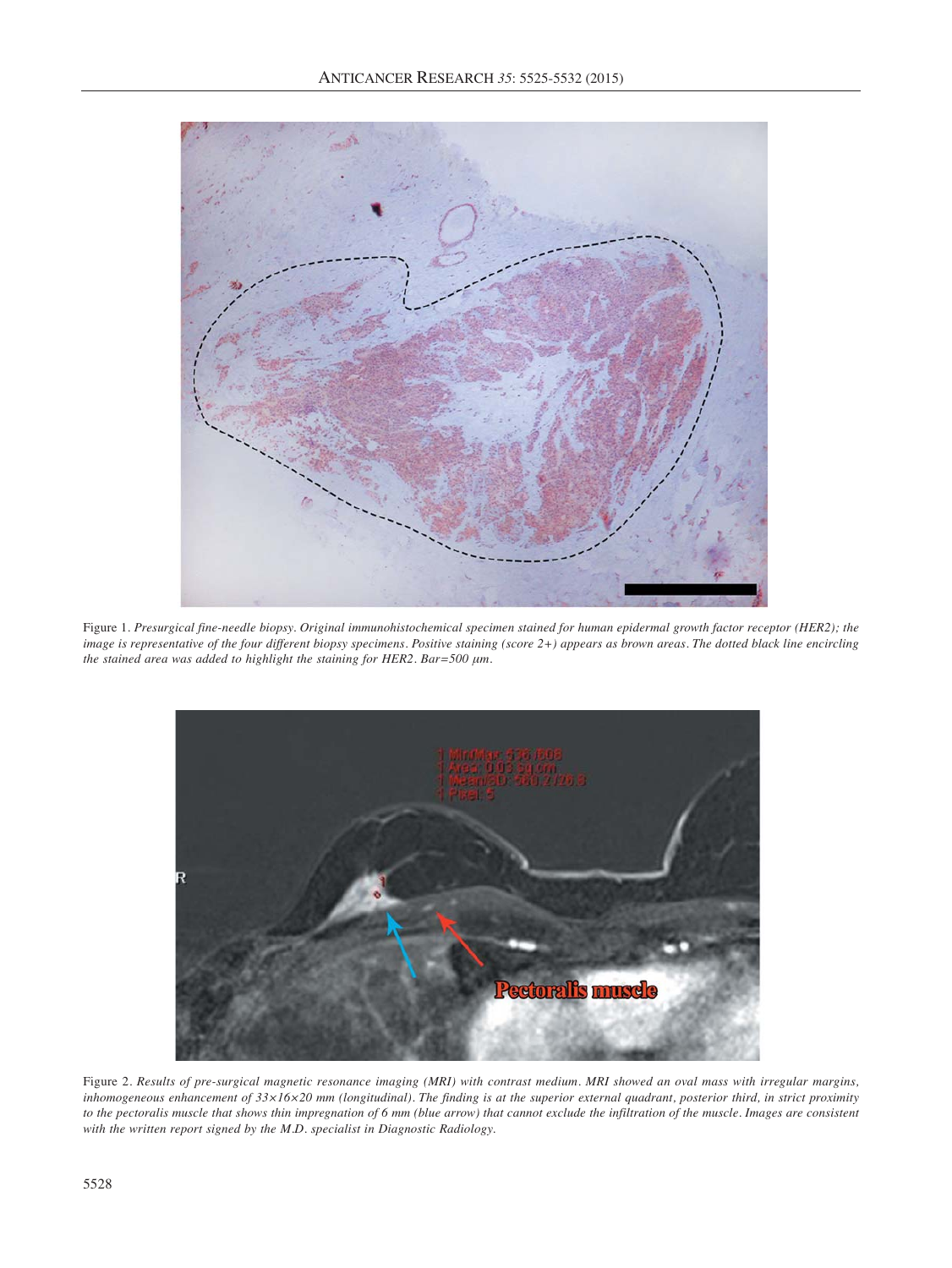Figure 1. *Presurgical fine-needle biopsy. Original immunohistochemical specimen stained for human epidermal growth factor receptor (HER2); the image is representative of the four different biopsy specimens. Positive staining (score 2+) appears as brown areas. The dotted black line encircling the stained area was added to highlight the staining for HER2. Bar=500 μm.*

Figure 2. *Results of pre-surgical magnetic resonance imaging (MRI) with contrast medium. MRI showed an oval mass with irregular margins, inhomogeneous enhancement of 33×16×20 mm (longitudinal). The finding is at the superior external quadrant, posterior third, in strict proximity to the pectoralis muscle that shows thin impregnation of 6 mm (blue arrow) that cannot exclude the infiltration of the muscle. Images are consistent with the written report signed by the M.D. specialist in Diagnostic Radiology.*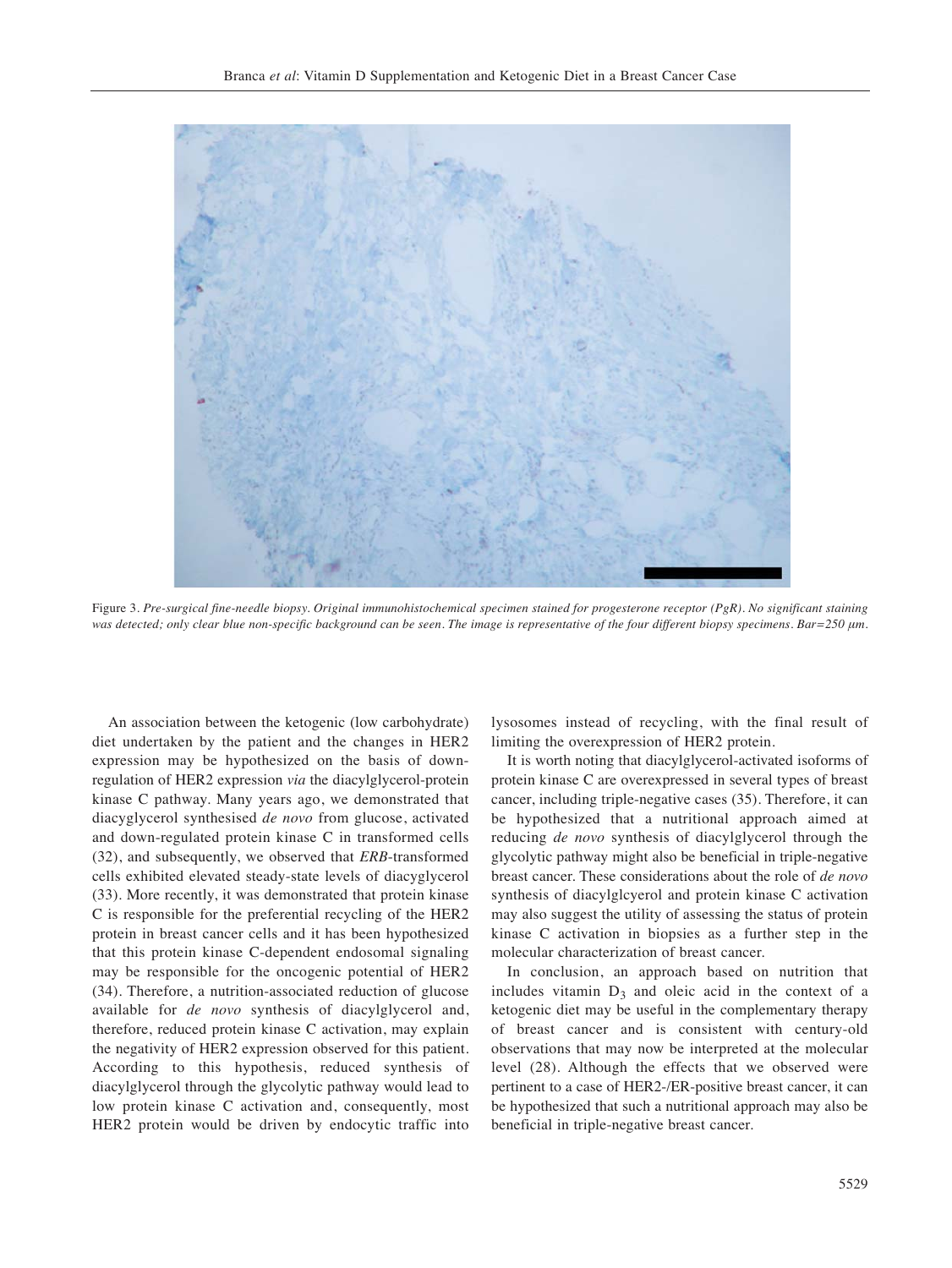Figure 3. *Pre-surgical fine-needle biopsy. Original immunohistochemical specimen stained for progesterone receptor (PgR). No significant staining was detected; only clear blue non-specific background can be seen. The image is representative of the four different biopsy specimens. Bar=250 μm.*

An association between the ketogenic (low carbohydrate) diet undertaken by the patient and the changes in HER2 expression may be hypothesized on the basis of down-regulation of HER2 expression *via* the diacylglycerol-protein kinase C pathway. Many years ago, we demonstrated that diacyglycerol synthesised *de novo* from glucose, activated and down-regulated protein kinase C in transformed cells (32), and subsequently, we observed that *ERB*-transformed cells exhibited elevated steady-state levels of diacyglycerol (33). More recently, it was demonstrated that protein kinase C is responsible for the preferential recycling of the HER2 protein in breast cancer cells and it has been hypothesized that this protein kinase C-dependent endosomal signaling may be responsible for the oncogenic potential of HER2 (34). Therefore, a nutrition-associated reduction of glucose available for *de novo* synthesis of diacylglycerol and, therefore, reduced protein kinase C activation, may explain the negativity of HER2 expression observed for this patient. According to this hypothesis, reduced synthesis of diacylglycerol through the glycolytic pathway would lead to low protein kinase C activation and, consequently, most HER2 protein would be driven by endocytic traffic into lysosomes instead of recycling, with the final result of limiting the overexpression of HER2 protein.

It is worth noting that diacylglycerol-activated isoforms of protein kinase C are overexpressed in several types of breast cancer, including triple-negative cases (35). Therefore, it can be hypothesized that a nutritional approach aimed at reducing *de novo* synthesis of diacylglycerol through the glycolytic pathway might also be beneficial in triple-negative breast cancer. These considerations about the role of *de novo* synthesis of diacylglcyerol and protein kinase C activation may also suggest the utility of assessing the status of protein kinase C activation in biopsies as a further step in the molecular characterization of breast cancer.

In conclusion, an approach based on nutrition that includes vitamin $D_3$ and oleic acid in the context of a ketogenic diet may be useful in the complementary therapy of breast cancer and is consistent with century-old observations that may now be interpreted at the molecular level (28). Although the effects that we observed were pertinent to a case of HER2-/ER-positive breast cancer, it can be hypothesized that such a nutritional approach may also be beneficial in triple-negative breast cancer.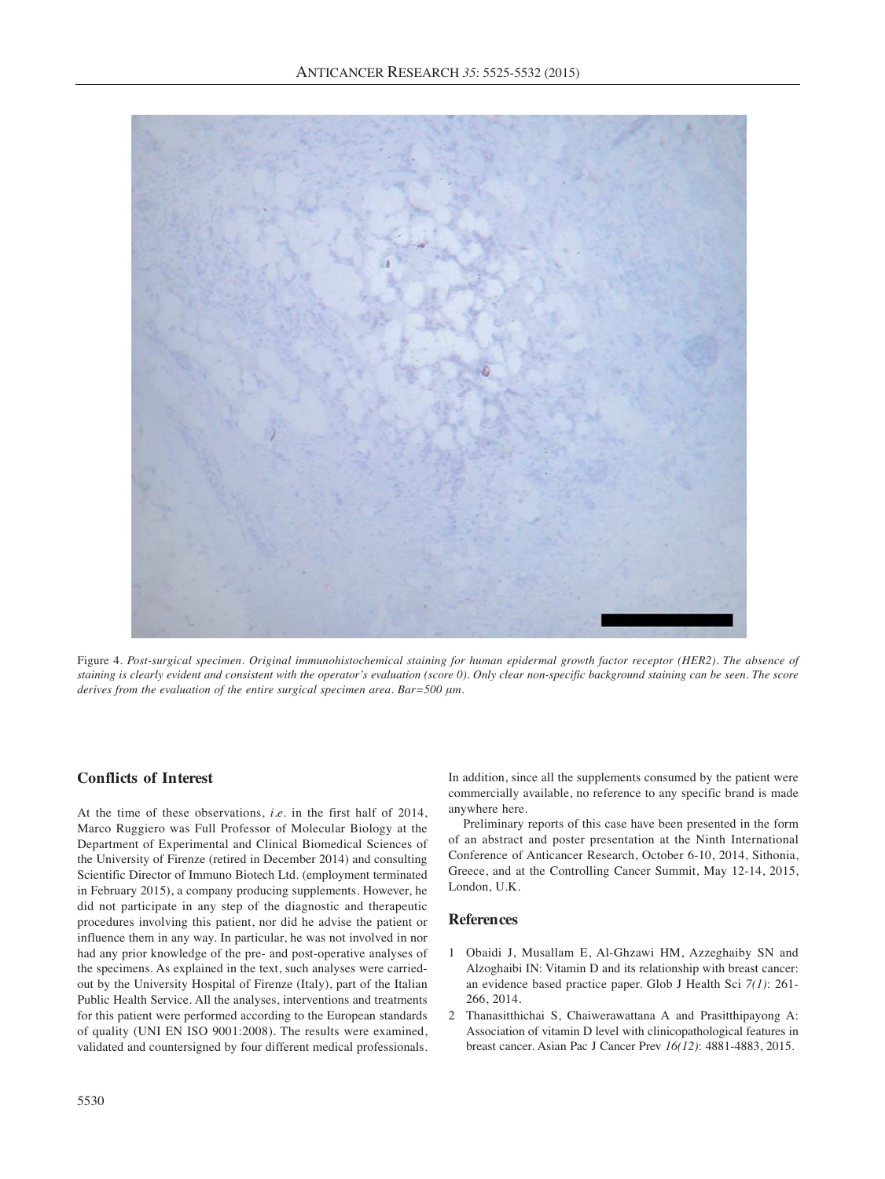Figure 4. *Post-surgical specimen. Original immunohistochemical staining for human epidermal growth factor receptor (HER2). The absence of staining is clearly evident and consistent with the operator's evaluation (score 0). Only clear non-specific background staining can be seen. The score derives from the evaluation of the entire surgical specimen area. Bar=500 μm.*

## Conflicts of Interest

At the time of these observations, *i.e.* in the first half of 2014, Marco Ruggiero was Full Professor of Molecular Biology at the Department of Experimental and Clinical Biomedical Sciences of the University of Firenze (retired in December 2014) and consulting Scientific Director of Immuno Biotech Ltd. (employment terminated in February 2015), a company producing supplements. However, he did not participate in any step of the diagnostic and therapeutic procedures involving this patient, nor did he advise the patient or influence them in any way. In particular, he was not involved in nor had any prior knowledge of the pre- and post-operative analyses of the specimens. As explained in the text, such analyses were carried-out by the University Hospital of Firenze (Italy), part of the Italian Public Health Service. All the analyses, interventions and treatments for this patient were performed according to the European standards of quality (UNI EN ISO 9001:2008). The results were examined, validated and countersigned by four different medical professionals. In addition, since all the supplements consumed by the patient were commercially available, no reference to any specific brand is made anywhere here.

Preliminary reports of this case have been presented in the form of an abstract and poster presentation at the Ninth International Conference of Anticancer Research, October 6-10, 2014, Sithonia, Greece, and at the Controlling Cancer Summit, May 12-14, 2015, London, U.K.

## References

1. Obaidi J, Musallam E, Al-Ghzawi HM, Azzeghaiby SN and Alzoghaibi IN: Vitamin D and its relationship with breast cancer: an evidence based practice paper. Glob J Health Sci *7(1)*: 261-266, 2014.
2. Thanasitthichai S, Chaiwerawattana A and Prasitthipayong A: Association of vitamin D level with clinicopathological features in breast cancer. Asian Pac J Cancer Prev *16(12)*: 4881-4883, 2015.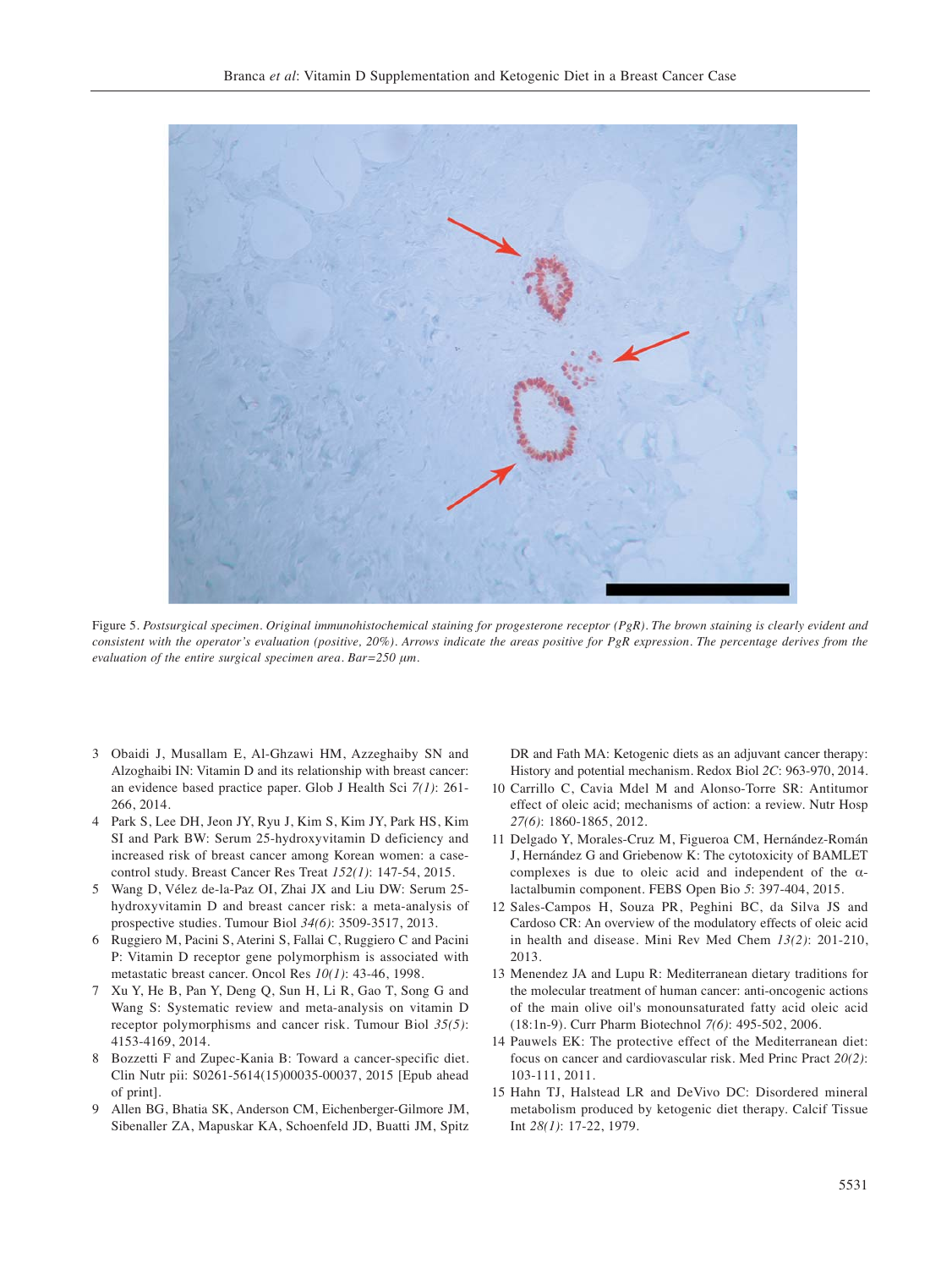Figure 5. *Postsurgical specimen. Original immunohistochemical staining for progesterone receptor (PgR). The brown staining is clearly evident and consistent with the operator's evaluation (positive, 20%). Arrows indicate the areas positive for PgR expression. The percentage derives from the evaluation of the entire surgical specimen area. Bar=250 μm.*

3 Obaidi J, Musallam E, Al-Ghzawi HM, Azzeghaiby SN and Alzoghaibi IN: Vitamin D and its relationship with breast cancer: an evidence based practice paper. Glob J Health Sci *7(1)*: 261-266, 2014.

4 Park S, Lee DH, Jeon JY, Ryu J, Kim S, Kim JY, Park HS, Kim SI and Park BW: Serum 25-hydroxyvitamin D deficiency and increased risk of breast cancer among Korean women: a case-control study. Breast Cancer Res Treat *152(1)*: 147-54, 2015.

5 Wang D, Vélez de-la-Paz OI, Zhai JX and Liu DW: Serum 25-hydroxyvitamin D and breast cancer risk: a meta-analysis of prospective studies. Tumour Biol *34(6)*: 3509-3517, 2013.

6 Ruggiero M, Pacini S, Aterini S, Fallai C, Ruggiero C and Pacini P: Vitamin D receptor gene polymorphism is associated with metastatic breast cancer. Oncol Res *10(1)*: 43-46, 1998.

7 Xu Y, He B, Pan Y, Deng Q, Sun H, Li R, Gao T, Song G and Wang S: Systematic review and meta-analysis on vitamin D receptor polymorphisms and cancer risk. Tumour Biol *35(5)*: 4153-4169, 2014.

8 Bozzetti F and Zupec-Kania B: Toward a cancer-specific diet. Clin Nutr pii: S0261-5614(15)00035-00037, 2015 [Epub ahead of print].

9 Allen BG, Bhatia SK, Anderson CM, Eichenberger-Gilmore JM, Sibenaller ZA, Mapuskar KA, Schoenfeld JD, Buatti JM, Spitz DR and Fath MA: Ketogenic diets as an adjuvant cancer therapy: History and potential mechanism. Redox Biol *2C*: 963-970, 2014.

10 Carrillo C, Cavia Mdel M and Alonso-Torre SR: Antitumor effect of oleic acid; mechanisms of action: a review. Nutr Hosp *27(6)*: 1860-1865, 2012.

11 Delgado Y, Morales-Cruz M, Figueroa CM, Hernández-Román J, Hernández G and Griebenow K: The cytotoxicity of BAMLET complexes is due to oleic acid and independent of the α-lactalbumin component. FEBS Open Bio *5*: 397-404, 2015.

12 Sales-Campos H, Souza PR, Peghini BC, da Silva JS and Cardoso CR: An overview of the modulatory effects of oleic acid in health and disease. Mini Rev Med Chem *13(2)*: 201-210, 2013.

13 Menendez JA and Lupu R: Mediterranean dietary traditions for the molecular treatment of human cancer: anti-oncogenic actions of the main olive oil's monounsaturated fatty acid oleic acid (18:1n-9). Curr Pharm Biotechnol *7(6)*: 495-502, 2006.

14 Pauwels EK: The protective effect of the Mediterranean diet: focus on cancer and cardiovascular risk. Med Princ Pract *20(2)*: 103-111, 2011.

15 Hahn TJ, Halstead LR and DeVivo DC: Disordered mineral metabolism produced by ketogenic diet therapy. Calcif Tissue Int *28(1)*: 17-22, 1979.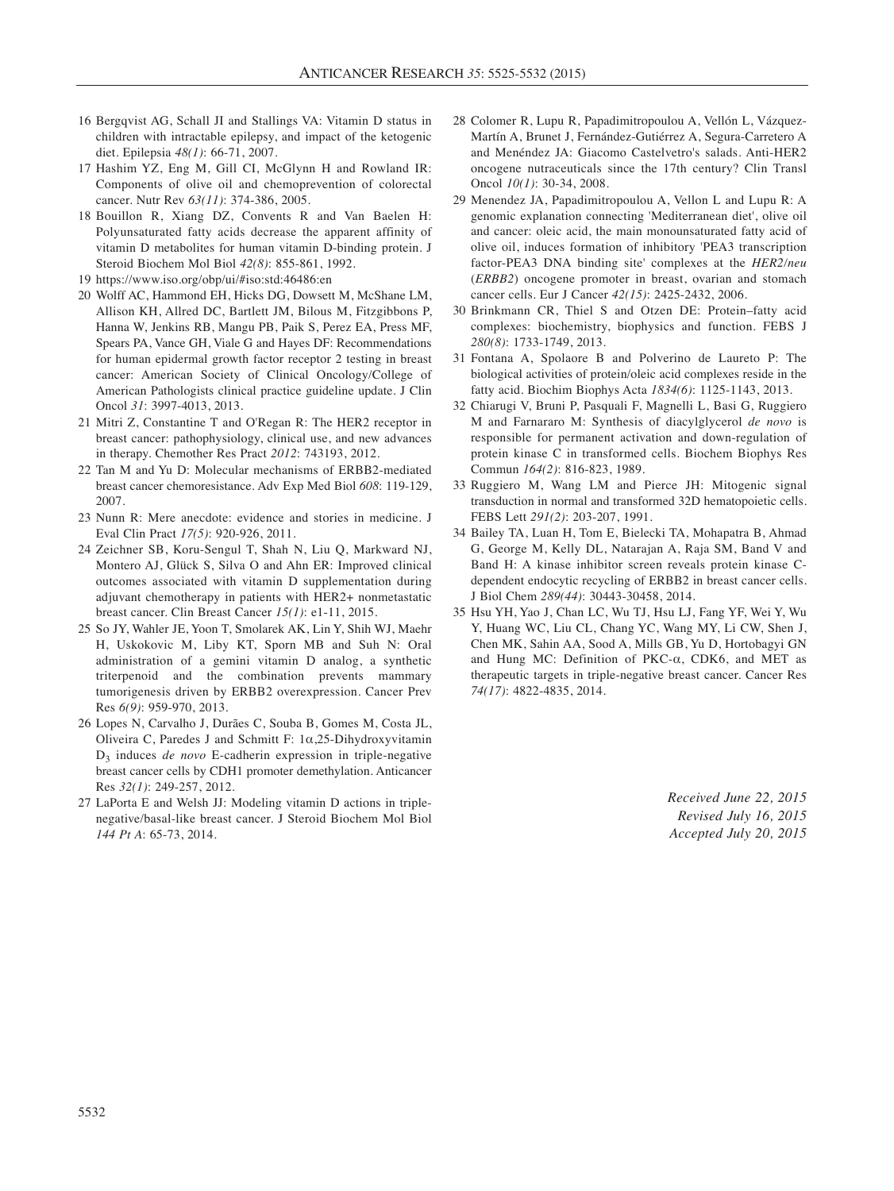16 Bergqvist AG, Schall JI and Stallings VA: Vitamin D status in children with intractable epilepsy, and impact of the ketogenic diet. Epilepsia *48(1)*: 66-71, 2007.

17 Hashim YZ, Eng M, Gill CI, McGlynn H and Rowland IR: Components of olive oil and chemoprevention of colorectal cancer. Nutr Rev *63(11)*: 374-386, 2005.

18 Bouillon R, Xiang DZ, Convents R and Van Baelen H: Polyunsaturated fatty acids decrease the apparent affinity of vitamin D metabolites for human vitamin D-binding protein. J Steroid Biochem Mol Biol *42(8)*: 855-861, 1992.

19 https://www.iso.org/obp/ui/#iso:std:46486:en

20 Wolff AC, Hammond EH, Hicks DG, Dowsett M, McShane LM, Allison KH, Allred DC, Bartlett JM, Bilous M, Fitzgibbons P, Hanna W, Jenkins RB, Mangu PB, Paik S, Perez EA, Press MF, Spears PA, Vance GH, Viale G and Hayes DF: Recommendations for human epidermal growth factor receptor 2 testing in breast cancer: American Society of Clinical Oncology/College of American Pathologists clinical practice guideline update. J Clin Oncol *31*: 3997-4013, 2013.

21 Mitri Z, Constantine T and O'Regan R: The HER2 receptor in breast cancer: pathophysiology, clinical use, and new advances in therapy. Chemother Res Pract *2012*: 743193, 2012.

22 Tan M and Yu D: Molecular mechanisms of ERBB2-mediated breast cancer chemoresistance. Adv Exp Med Biol *608*: 119-129, 2007.

23 Nunn R: Mere anecdote: evidence and stories in medicine. J Eval Clin Pract *17(5)*: 920-926, 2011.

24 Zeichner SB, Koru-Sengul T, Shah N, Liu Q, Markward NJ, Montero AJ, Glück S, Silva O and Ahn ER: Improved clinical outcomes associated with vitamin D supplementation during adjuvant chemotherapy in patients with HER2+ nonmetastatic breast cancer. Clin Breast Cancer *15(1)*: e1-11, 2015.

25 So JY, Wahler JE, Yoon T, Smolarek AK, Lin Y, Shih WJ, Maehr H, Uskokovic M, Liby KT, Sporn MB and Suh N: Oral administration of a gemini vitamin D analog, a synthetic triterpenoid and the combination prevents mammary tumorigenesis driven by ERBB2 overexpression. Cancer Prev Res *6(9)*: 959-970, 2013.

26 Lopes N, Carvalho J, Durães C, Souba B, Gomes M, Costa JL, Oliveira C, Paredes J and Schmitt F: 1α,25-Dihydroxyvitamin $D_3$ induces *de novo* E-cadherin expression in triple-negative breast cancer cells by CDH1 promoter demethylation. Anticancer Res *32(1)*: 249-257, 2012.

27 LaPorta E and Welsh JJ: Modeling vitamin D actions in triple-negative/basal-like breast cancer. J Steroid Biochem Mol Biol *144 Pt A*: 65-73, 2014.

28 Colomer R, Lupu R, Papadimitropoulou A, Vellón L, Vázquez-Martín A, Brunet J, Fernández-Gutiérrez A, Segura-Carretero A and Menéndez JA: Giacomo Castelvetro's salads. Anti-HER2 oncogene nutraceuticals since the 17th century? Clin Transl Oncol *10(1)*: 30-34, 2008.

29 Menendez JA, Papadimitropoulou A, Vellon L and Lupu R: A genomic explanation connecting 'Mediterranean diet', olive oil and cancer: oleic acid, the main monounsaturated fatty acid of olive oil, induces formation of inhibitory 'PEA3 transcription factor-PEA3 DNA binding site' complexes at the *HER2/neu* (*ERBB2*) oncogene promoter in breast, ovarian and stomach cancer cells. Eur J Cancer *42(15)*: 2425-2432, 2006.

30 Brinkmann CR, Thiel S and Otzen DE: Protein–fatty acid complexes: biochemistry, biophysics and function. FEBS J *280(8)*: 1733-1749, 2013.

31 Fontana A, Spolaore B and Polverino de Laureto P: The biological activities of protein/oleic acid complexes reside in the fatty acid. Biochim Biophys Acta *1834(6)*: 1125-1143, 2013.

32 Chiarugi V, Bruni P, Pasquali F, Magnelli L, Basi G, Ruggiero M and Farnararo M: Synthesis of diacylglycerol *de novo* is responsible for permanent activation and down-regulation of protein kinase C in transformed cells. Biochem Biophys Res Commun *164(2)*: 816-823, 1989.

33 Ruggiero M, Wang LM and Pierce JH: Mitogenic signal transduction in normal and transformed 32D hematopoietic cells. FEBS Lett *291(2)*: 203-207, 1991.

34 Bailey TA, Luan H, Tom E, Bielecki TA, Mohapatra B, Ahmad G, George M, Kelly DL, Natarajan A, Raja SM, Band V and Band H: A kinase inhibitor screen reveals protein kinase C-dependent endocytic recycling of ERBB2 in breast cancer cells. J Biol Chem *289(44)*: 30443-30458, 2014.

35 Hsu YH, Yao J, Chan LC, Wu TJ, Hsu LJ, Fang YF, Wei Y, Wu Y, Huang WC, Liu CL, Chang YC, Wang MY, Li CW, Shen J, Chen MK, Sahin AA, Sood A, Mills GB, Yu D, Hortobagyi GN and Hung MC: Definition of PKC-α, CDK6, and MET as therapeutic targets in triple-negative breast cancer. Cancer Res *74(17)*: 4822-4835, 2014.

*Received June 22, 2015*
*Revised July 16, 2015*
*Accepted July 20, 2015*